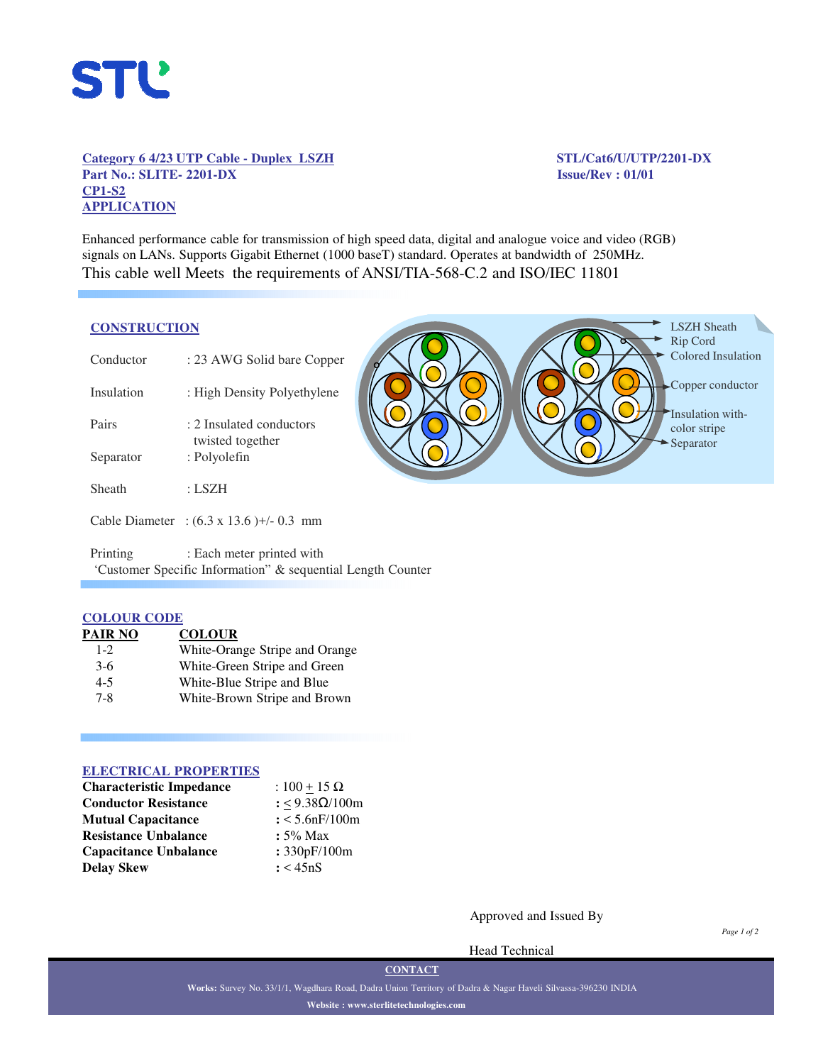**Category 6 4/23 UTP Cable - Duplex LSZH**
**Part No.: SLITE- 2201-DX**
**CP1-S2**

**STL/Cat6/U/UTP/2201-DX**
**Issue/Rev : 01/01**

## APPLICATION

Enhanced performance cable for transmission of high speed data, digital and analogue voice and video (RGB) signals on LANs. Supports Gigabit Ethernet (1000 baseT) standard. Operates at bandwidth of 250MHz.
This cable well Meets the requirements of ANSI/TIA-568-C.2 and ISO/IEC 11801

## CONSTRUCTION

| | |
|---|---|
| Conductor | : 23 AWG Solid bare Copper |
| Insulation | : High Density Polyethylene |
| Pairs | : 2 Insulated conductors twisted together |
| Separator | : Polyolefin |
| Sheath | : LSZH |
| Cable Diameter | : (6.3 x 13.6 )+/- 0.3 mm |
| Printing | : Each meter printed with 'Customer Specific Information" & sequential Length Counter |

LSZH Sheath
Rip Cord
Colored Insulation
Copper conductor
Insulation with-color stripe
Separator

## COLOUR CODE

| PAIR NO | COLOUR |
|---|---|
| 1-2 | White-Orange Stripe and Orange |
| 3-6 | White-Green Stripe and Green |
| 4-5 | White-Blue Stripe and Blue |
| 7-8 | White-Brown Stripe and Brown |

## ELECTRICAL PROPERTIES

| | |
|---|---|
| **Characteristic Impedance** | : 100 ± 15 Ω |
| **Conductor Resistance** | : ≤ 9.38Ω/100m |
| **Mutual Capacitance** | : < 5.6nF/100m |
| **Resistance Unbalance** | : 5% Max |
| **Capacitance Unbalance** | : 330pF/100m |
| **Delay Skew** | : < 45nS |

Approved and Issued By

Head Technical

**CONTACT**

**Works:** Survey No. 33/1/1, Wagdhara Road, Dadra Union Territory of Dadra & Nagar Haveli Silvassa-396230 INDIA

**Website : www.sterlitetechnologies.com**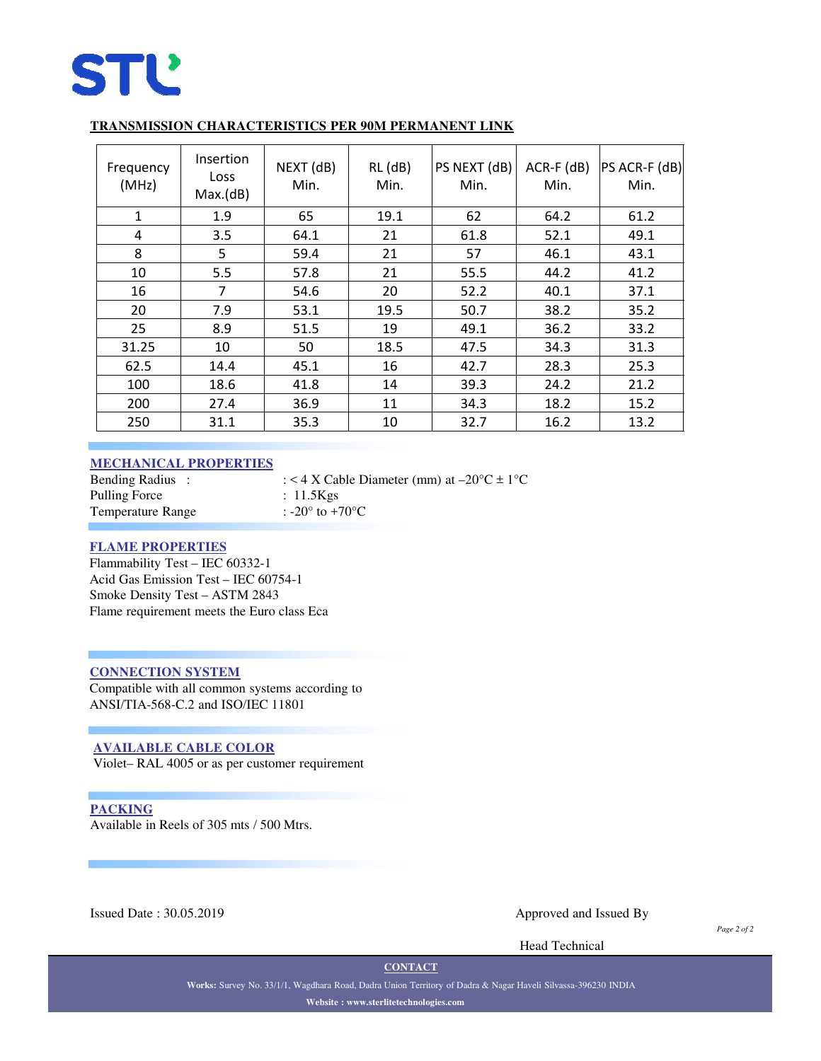STL

## TRANSMISSION CHARACTERISTICS PER 90M PERMANENT LINK

| Frequency (MHz) | Insertion Loss Max.(dB) | NEXT (dB) Min. | RL (dB) Min. | PS NEXT (dB) Min. | ACR-F (dB) Min. | PS ACR-F (dB) Min. |
|---|---|---|---|---|---|---|
| 1 | 1.9 | 65 | 19.1 | 62 | 64.2 | 61.2 |
| 4 | 3.5 | 64.1 | 21 | 61.8 | 52.1 | 49.1 |
| 8 | 5 | 59.4 | 21 | 57 | 46.1 | 43.1 |
| 10 | 5.5 | 57.8 | 21 | 55.5 | 44.2 | 41.2 |
| 16 | 7 | 54.6 | 20 | 52.2 | 40.1 | 37.1 |
| 20 | 7.9 | 53.1 | 19.5 | 50.7 | 38.2 | 35.2 |
| 25 | 8.9 | 51.5 | 19 | 49.1 | 36.2 | 33.2 |
| 31.25 | 10 | 50 | 18.5 | 47.5 | 34.3 | 31.3 |
| 62.5 | 14.4 | 45.1 | 16 | 42.7 | 28.3 | 25.3 |
| 100 | 18.6 | 41.8 | 14 | 39.3 | 24.2 | 21.2 |
| 200 | 27.4 | 36.9 | 11 | 34.3 | 18.2 | 15.2 |
| 250 | 31.1 | 35.3 | 10 | 32.7 | 16.2 | 13.2 |

## MECHANICAL PROPERTIES

Bending Radius : : < 4 X Cable Diameter (mm) at –20°C ± 1°C
Pulling Force : 11.5Kgs
Temperature Range : -20° to +70°C

## FLAME PROPERTIES

Flammability Test – IEC 60332-1
Acid Gas Emission Test – IEC 60754-1
Smoke Density Test – ASTM 2843
Flame requirement meets the Euro class Eca

## CONNECTION SYSTEM

Compatible with all common systems according to ANSI/TIA-568-C.2 and ISO/IEC 11801

## AVAILABLE CABLE COLOR

Violet– RAL 4005 or as per customer requirement

## PACKING

Available in Reels of 305 mts / 500 Mtrs.

Issued Date : 30.05.2019

Approved and Issued By

Head Technical

**CONTACT**

**Works:** Survey No. 33/1/1, Wagdhara Road, Dadra Union Territory of Dadra & Nagar Haveli Silvassa-396230 INDIA

**Website : www.sterlitetechnologies.com**